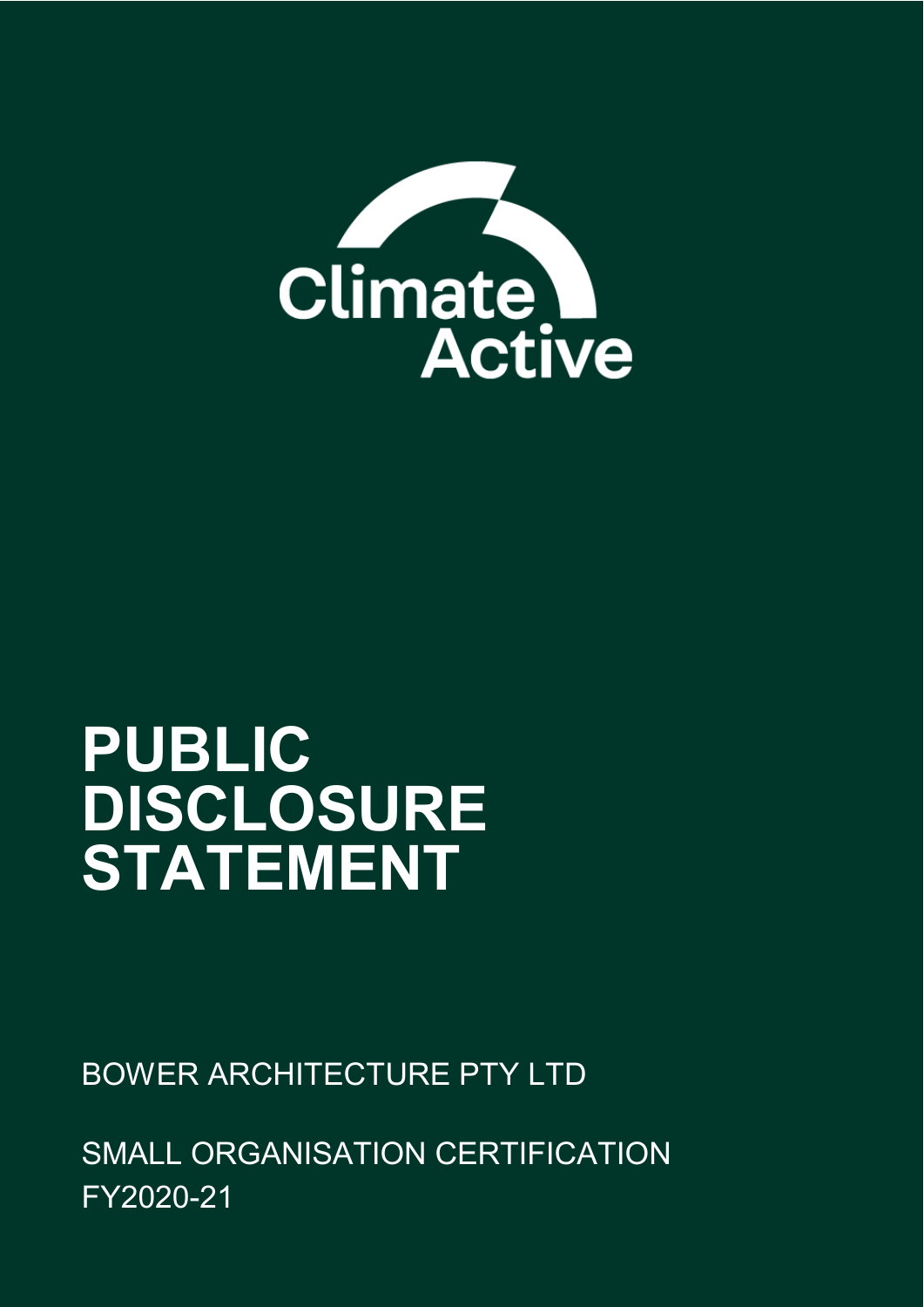Climate Active

# PUBLIC DISCLOSURE STATEMENT

BOWER ARCHITECTURE PTY LTD

SMALL ORGANISATION CERTIFICATION
FY2020-21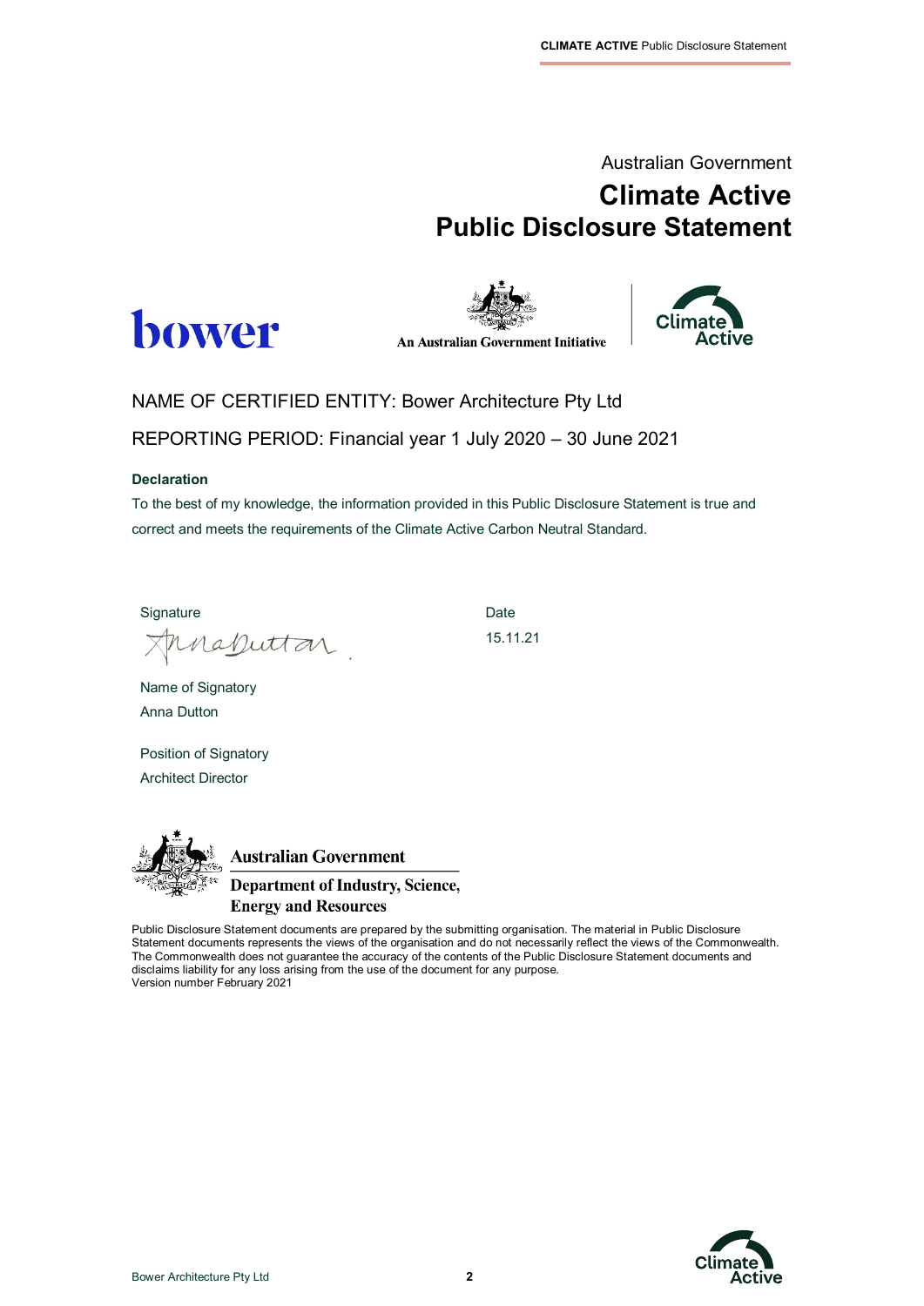Australian Government

# Climate Active Public Disclosure Statement

An Australian Government Initiative

NAME OF CERTIFIED ENTITY: Bower Architecture Pty Ltd

REPORTING PERIOD: Financial year 1 July 2020 – 30 June 2021

**Declaration**

To the best of my knowledge, the information provided in this Public Disclosure Statement is true and correct and meets the requirements of the Climate Active Carbon Neutral Standard.

Signature

Date

15.11.21

Name of Signatory

Anna Dutton

Position of Signatory

Architect Director

**Australian Government**

**Department of Industry, Science, Energy and Resources**

Public Disclosure Statement documents are prepared by the submitting organisation. The material in Public Disclosure Statement documents represents the views of the organisation and do not necessarily reflect the views of the Commonwealth. The Commonwealth does not guarantee the accuracy of the contents of the Public Disclosure Statement documents and disclaims liability for any loss arising from the use of the document for any purpose.

Version number February 2021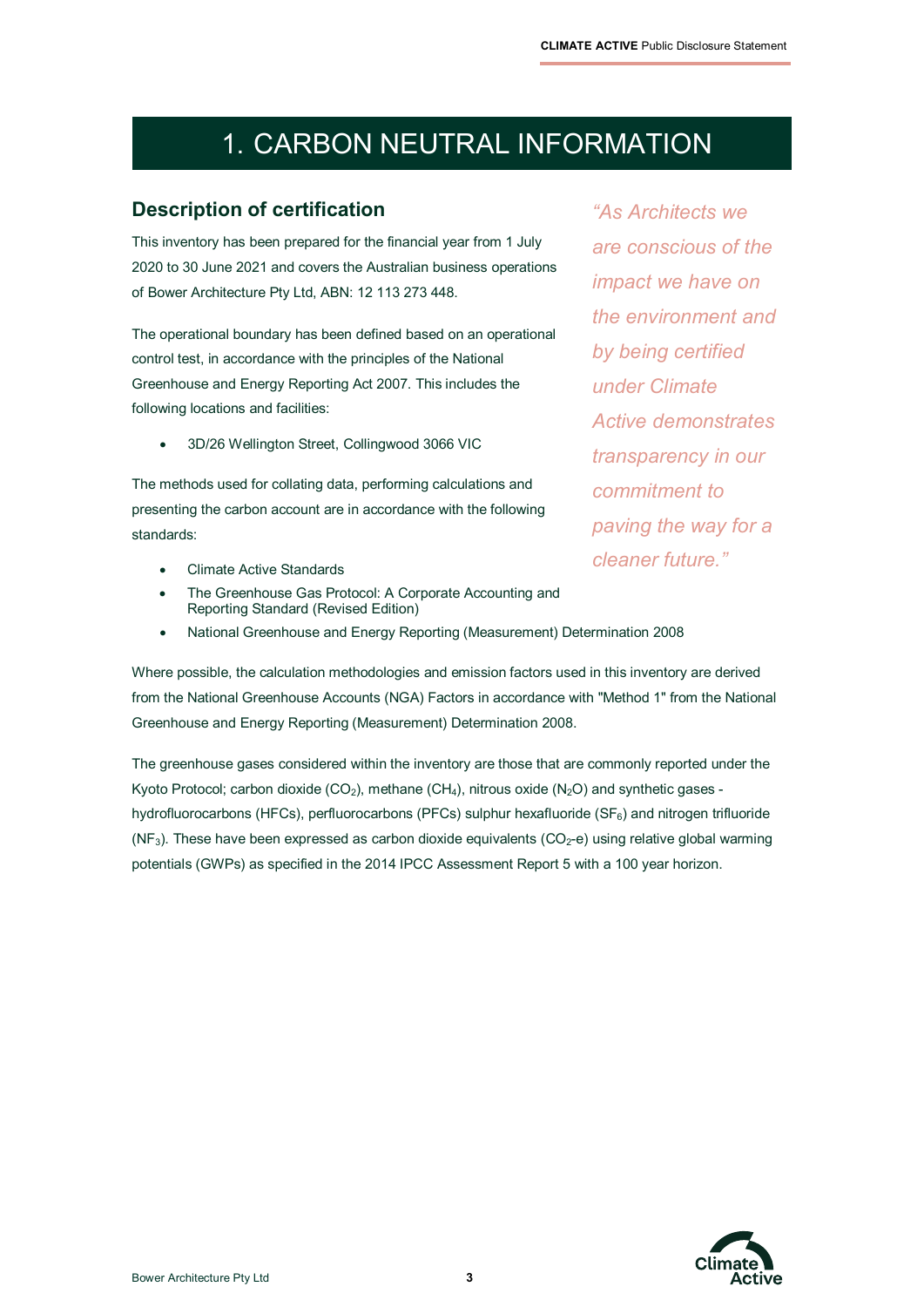# 1. CARBON NEUTRAL INFORMATION

## Description of certification

This inventory has been prepared for the financial year from 1 July 2020 to 30 June 2021 and covers the Australian business operations of Bower Architecture Pty Ltd, ABN: 12 113 273 448.

*"As Architects we are conscious of the impact we have on the environment and by being certified under Climate Active demonstrates transparency in our commitment to paving the way for a cleaner future."*

The operational boundary has been defined based on an operational control test, in accordance with the principles of the National Greenhouse and Energy Reporting Act 2007. This includes the following locations and facilities:

- 3D/26 Wellington Street, Collingwood 3066 VIC

The methods used for collating data, performing calculations and presenting the carbon account are in accordance with the following standards:

- Climate Active Standards
- The Greenhouse Gas Protocol: A Corporate Accounting and Reporting Standard (Revised Edition)
- National Greenhouse and Energy Reporting (Measurement) Determination 2008

Where possible, the calculation methodologies and emission factors used in this inventory are derived from the National Greenhouse Accounts (NGA) Factors in accordance with "Method 1" from the National Greenhouse and Energy Reporting (Measurement) Determination 2008.

The greenhouse gases considered within the inventory are those that are commonly reported under the Kyoto Protocol; carbon dioxide ($CO_2$), methane ($CH_4$), nitrous oxide ($N_2O$) and synthetic gases - hydrofluorocarbons (HFCs), perfluorocarbons (PFCs) sulphur hexafluoride ($SF_6$) and nitrogen trifluoride ($NF_3$). These have been expressed as carbon dioxide equivalents ($CO_2$-e) using relative global warming potentials (GWPs) as specified in the 2014 IPCC Assessment Report 5 with a 100 year horizon.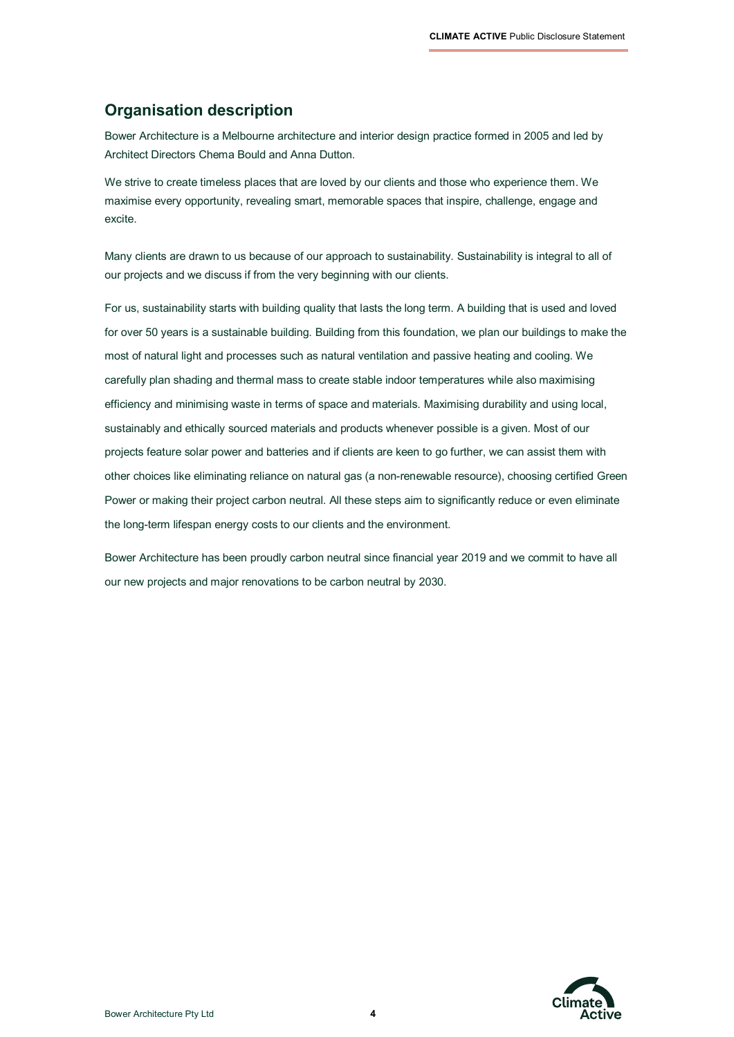## Organisation description

Bower Architecture is a Melbourne architecture and interior design practice formed in 2005 and led by Architect Directors Chema Bould and Anna Dutton.

We strive to create timeless places that are loved by our clients and those who experience them. We maximise every opportunity, revealing smart, memorable spaces that inspire, challenge, engage and excite.

Many clients are drawn to us because of our approach to sustainability. Sustainability is integral to all of our projects and we discuss if from the very beginning with our clients.

For us, sustainability starts with building quality that lasts the long term. A building that is used and loved for over 50 years is a sustainable building. Building from this foundation, we plan our buildings to make the most of natural light and processes such as natural ventilation and passive heating and cooling. We carefully plan shading and thermal mass to create stable indoor temperatures while also maximising efficiency and minimising waste in terms of space and materials. Maximising durability and using local, sustainably and ethically sourced materials and products whenever possible is a given. Most of our projects feature solar power and batteries and if clients are keen to go further, we can assist them with other choices like eliminating reliance on natural gas (a non-renewable resource), choosing certified Green Power or making their project carbon neutral. All these steps aim to significantly reduce or even eliminate the long-term lifespan energy costs to our clients and the environment.

Bower Architecture has been proudly carbon neutral since financial year 2019 and we commit to have all our new projects and major renovations to be carbon neutral by 2030.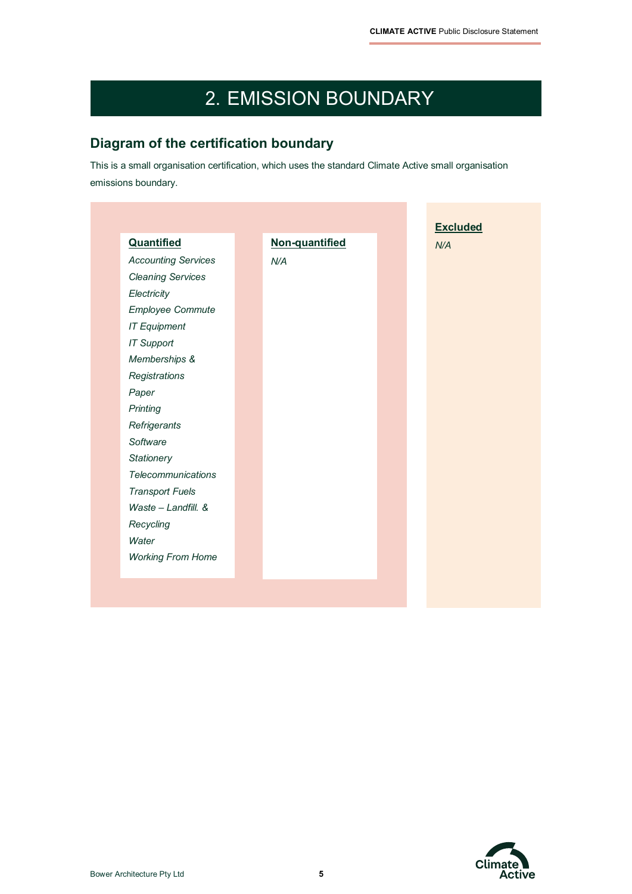# 2. EMISSION BOUNDARY

## Diagram of the certification boundary

This is a small organisation certification, which uses the standard Climate Active small organisation emissions boundary.

**Quantified**

*Accounting Services*
*Cleaning Services*
*Electricity*
*Employee Commute*
*IT Equipment*
*IT Support*
*Memberships & Registrations*
*Paper*
*Printing*
*Refrigerants*
*Software*
*Stationery*
*Telecommunications*
*Transport Fuels*
*Waste – Landfill. & Recycling*
*Water*
*Working From Home*

**Non-quantified**

*N/A*

**Excluded**

*N/A*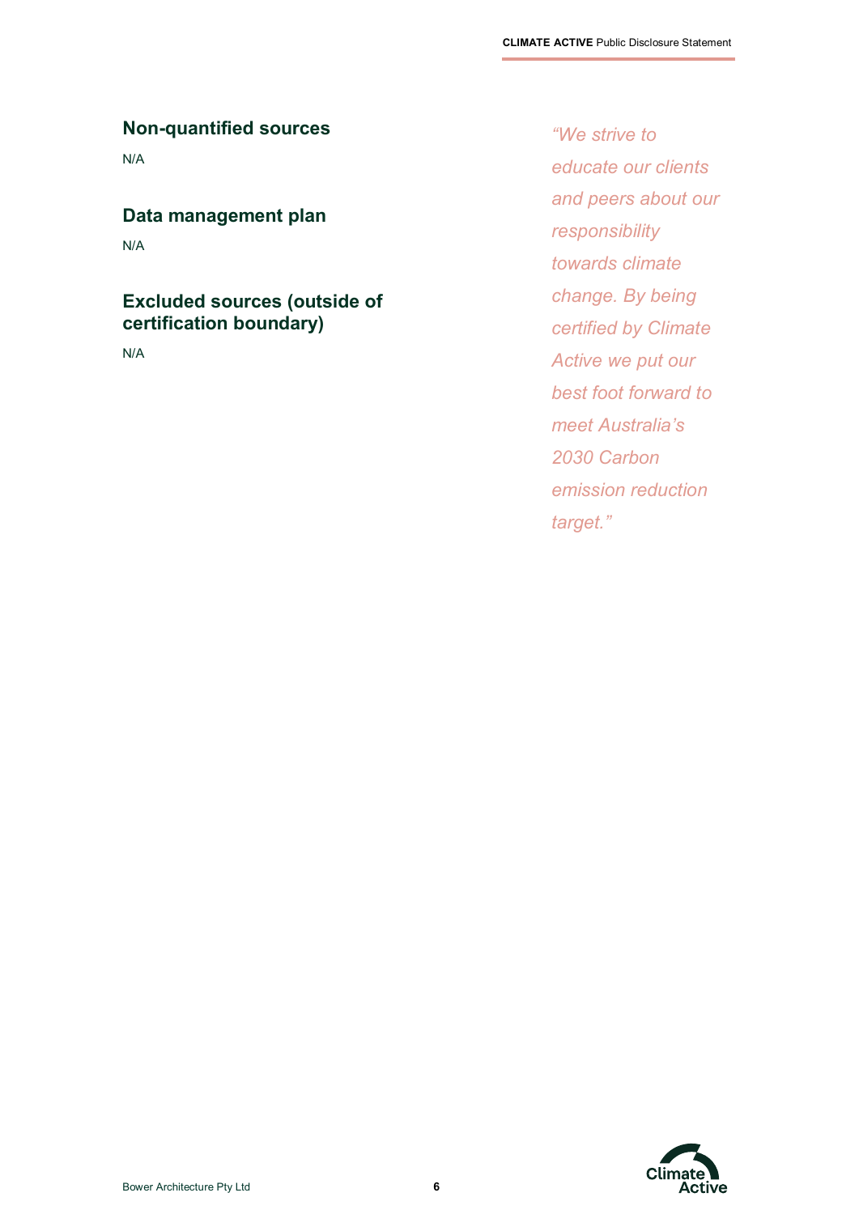## Non-quantified sources

N/A

## Data management plan

N/A

## Excluded sources (outside of certification boundary)

N/A

*"We strive to educate our clients and peers about our responsibility towards climate change. By being certified by Climate Active we put our best foot forward to meet Australia's 2030 Carbon emission reduction target."*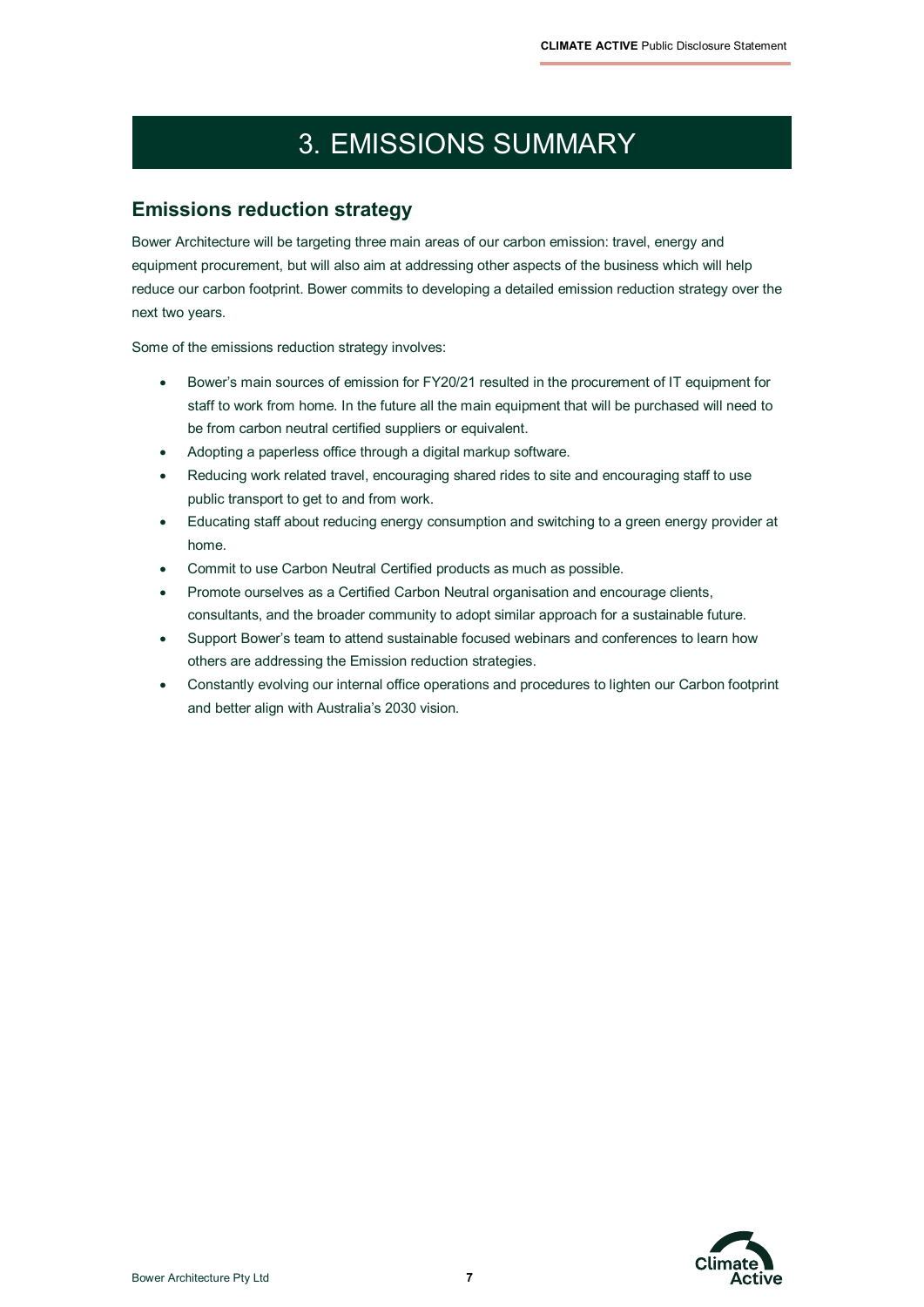# 3. EMISSIONS SUMMARY

## Emissions reduction strategy

Bower Architecture will be targeting three main areas of our carbon emission: travel, energy and equipment procurement, but will also aim at addressing other aspects of the business which will help reduce our carbon footprint. Bower commits to developing a detailed emission reduction strategy over the next two years.

Some of the emissions reduction strategy involves:

- Bower's main sources of emission for FY20/21 resulted in the procurement of IT equipment for staff to work from home. In the future all the main equipment that will be purchased will need to be from carbon neutral certified suppliers or equivalent.
- Adopting a paperless office through a digital markup software.
- Reducing work related travel, encouraging shared rides to site and encouraging staff to use public transport to get to and from work.
- Educating staff about reducing energy consumption and switching to a green energy provider at home.
- Commit to use Carbon Neutral Certified products as much as possible.
- Promote ourselves as a Certified Carbon Neutral organisation and encourage clients, consultants, and the broader community to adopt similar approach for a sustainable future.
- Support Bower's team to attend sustainable focused webinars and conferences to learn how others are addressing the Emission reduction strategies.
- Constantly evolving our internal office operations and procedures to lighten our Carbon footprint and better align with Australia's 2030 vision.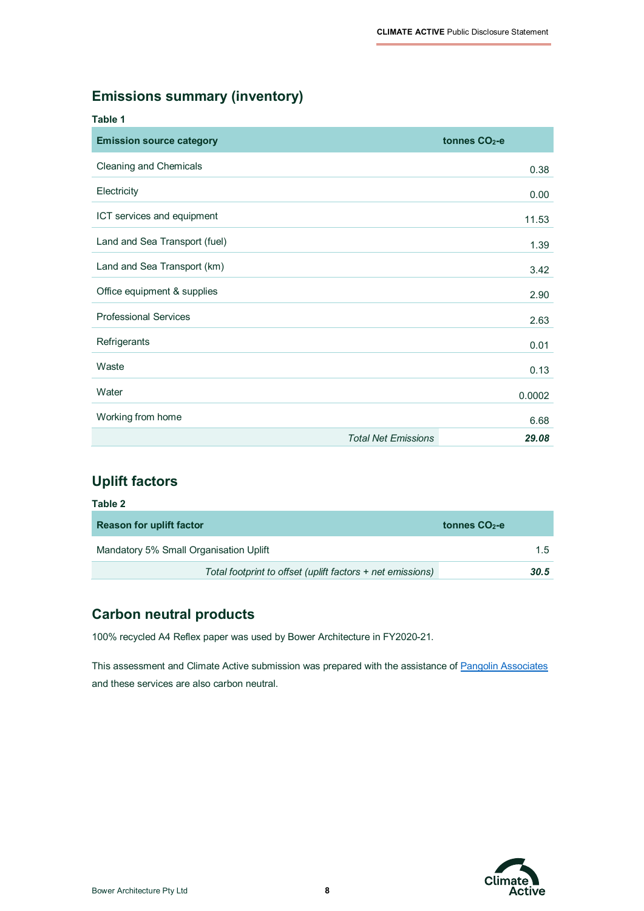## Emissions summary (inventory)

**Table 1**

| Emission source category | tonnes $CO_2$-e |
|---|---|
| Cleaning and Chemicals | 0.38 |
| Electricity | 0.00 |
| ICT services and equipment | 11.53 |
| Land and Sea Transport (fuel) | 1.39 |
| Land and Sea Transport (km) | 3.42 |
| Office equipment & supplies | 2.90 |
| Professional Services | 2.63 |
| Refrigerants | 0.01 |
| Waste | 0.13 |
| Water | 0.0002 |
| Working from home | 6.68 |
| *Total Net Emissions* | ***29.08*** |

## Uplift factors

**Table 2**

| Reason for uplift factor | tonnes $CO_2$-e |
|---|---|
| Mandatory 5% Small Organisation Uplift | 1.5 |
| *Total footprint to offset (uplift factors + net emissions)* | ***30.5*** |

## Carbon neutral products

100% recycled A4 Reflex paper was used by Bower Architecture in FY2020-21.

This assessment and Climate Active submission was prepared with the assistance of Pangolin Associates and these services are also carbon neutral.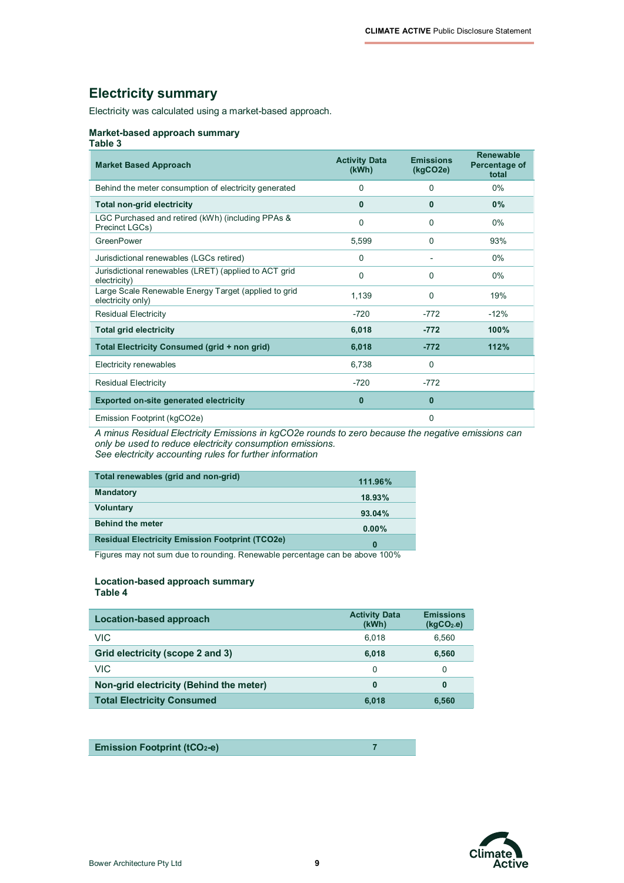## Electricity summary

Electricity was calculated using a market-based approach.

**Market-based approach summary**
**Table 3**

| Market Based Approach | Activity Data (kWh) | Emissions (kgCO2e) | Renewable Percentage of total |
|---|---|---|---|
| Behind the meter consumption of electricity generated | 0 | 0 | 0% |
| **Total non-grid electricity** | **0** | **0** | **0%** |
| LGC Purchased and retired (kWh) (including PPAs & Precinct LGCs) | 0 | 0 | 0% |
| GreenPower | 5,599 | 0 | 93% |
| Jurisdictional renewables (LGCs retired) | 0 | - | 0% |
| Jurisdictional renewables (LRET) (applied to ACT grid electricity) | 0 | 0 | 0% |
| Large Scale Renewable Energy Target (applied to grid electricity only) | 1,139 | 0 | 19% |
| Residual Electricity | -720 | -772 | -12% |
| **Total grid electricity** | **6,018** | **-772** | **100%** |
| **Total Electricity Consumed (grid + non grid)** | **6,018** | **-772** | **112%** |
| Electricity renewables | 6,738 | 0 | |
| Residual Electricity | -720 | -772 | |
| **Exported on-site generated electricity** | **0** | **0** | |
| Emission Footprint (kgCO2e) | | 0 | |

*A minus Residual Electricity Emissions in kgCO2e rounds to zero because the negative emissions can only be used to reduce electricity consumption emissions.*
*See electricity accounting rules for further information*

| | |
|---|---|
| **Total renewables (grid and non-grid)** | **111.96%** |
| **Mandatory** | **18.93%** |
| **Voluntary** | **93.04%** |
| **Behind the meter** | **0.00%** |
| **Residual Electricity Emission Footprint (TCO2e)** | **0** |

Figures may not sum due to rounding. Renewable percentage can be above 100%

**Location-based approach summary**
**Table 4**

| Location-based approach | Activity Data (kWh) | Emissions ($kgCO_2$-e) |
|---|---|---|
| VIC | 6,018 | 6,560 |
| **Grid electricity (scope 2 and 3)** | **6,018** | **6,560** |
| VIC | 0 | 0 |
| **Non-grid electricity (Behind the meter)** | **0** | **0** |
| **Total Electricity Consumed** | **6,018** | **6,560** |

| | |
|---|---|
| **Emission Footprint ($tCO_2$-e)** | **7** |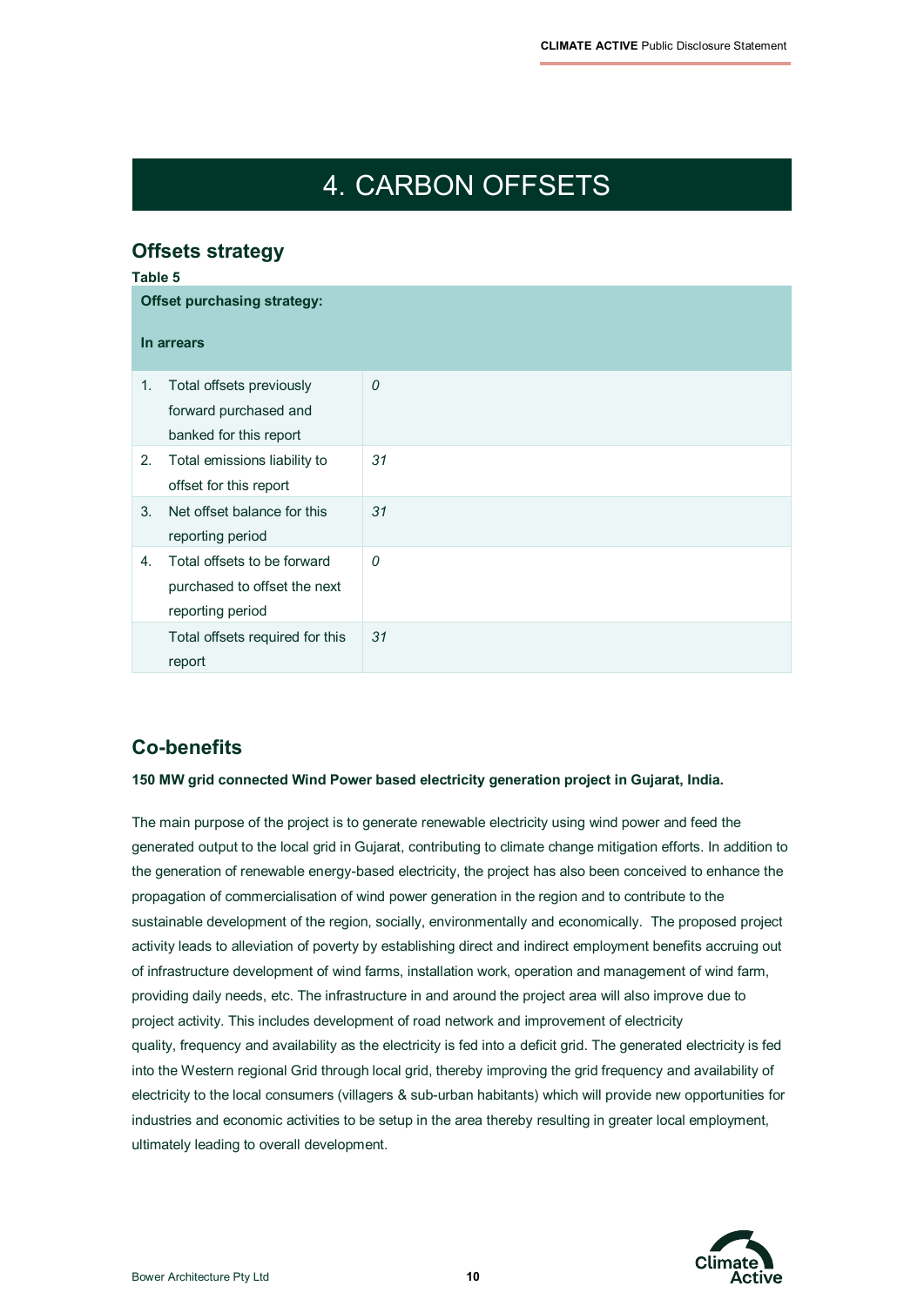# 4. CARBON OFFSETS

## Offsets strategy

**Table 5**

| **Offset purchasing strategy:**<br><br>**In arrears** | |
|---|---|
| 1. Total offsets previously forward purchased and banked for this report | *0* |
| 2. Total emissions liability to offset for this report | *31* |
| 3. Net offset balance for this reporting period | *31* |
| 4. Total offsets to be forward purchased to offset the next reporting period | *0* |
| Total offsets required for this report | *31* |

## Co-benefits

**150 MW grid connected Wind Power based electricity generation project in Gujarat, India.**

The main purpose of the project is to generate renewable electricity using wind power and feed the generated output to the local grid in Gujarat, contributing to climate change mitigation efforts. In addition to the generation of renewable energy-based electricity, the project has also been conceived to enhance the propagation of commercialisation of wind power generation in the region and to contribute to the sustainable development of the region, socially, environmentally and economically. The proposed project activity leads to alleviation of poverty by establishing direct and indirect employment benefits accruing out of infrastructure development of wind farms, installation work, operation and management of wind farm, providing daily needs, etc. The infrastructure in and around the project area will also improve due to project activity. This includes development of road network and improvement of electricity quality, frequency and availability as the electricity is fed into a deficit grid. The generated electricity is fed into the Western regional Grid through local grid, thereby improving the grid frequency and availability of electricity to the local consumers (villagers & sub-urban habitants) which will provide new opportunities for industries and economic activities to be setup in the area thereby resulting in greater local employment, ultimately leading to overall development.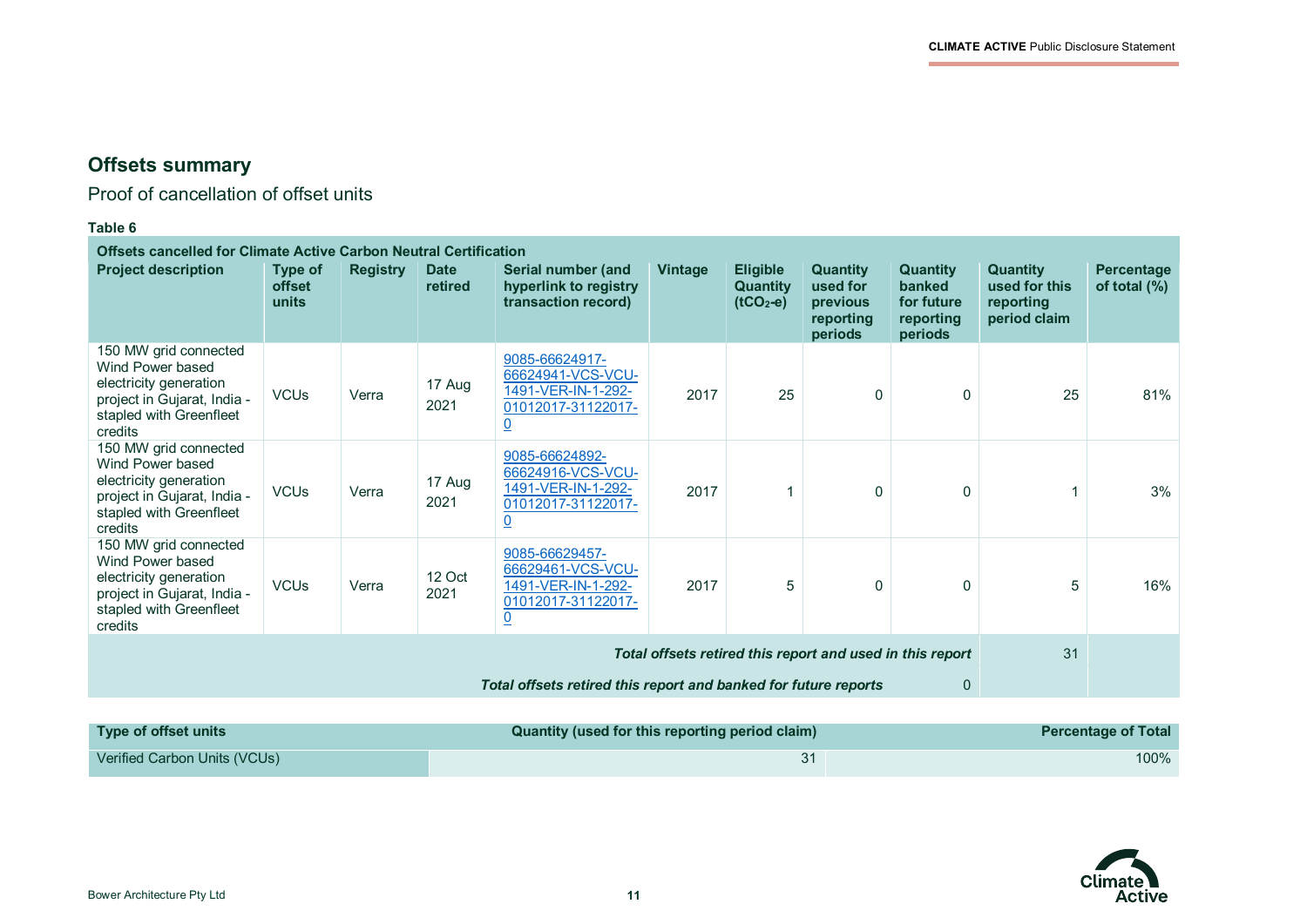## Offsets summary

Proof of cancellation of offset units

**Table 6**

| Offsets cancelled for Climate Active Carbon Neutral Certification | | | | | | | | | | |
|---|---|---|---|---|---|---|---|---|---|---|
| **Project description** | **Type of offset units** | **Registry** | **Date retired** | **Serial number (and hyperlink to registry transaction record)** | **Vintage** | **Eligible Quantity ($tCO_2$-e)** | **Quantity used for previous reporting periods** | **Quantity banked for future reporting periods** | **Quantity used for this reporting period claim** | **Percentage of total (%)** |
| 150 MW grid connected Wind Power based electricity generation project in Gujarat, India - stapled with Greenfleet credits | VCUs | Verra | 17 Aug 2021 | 9085-66624917-66624941-VCS-VCU-1491-VER-IN-1-292-01012017-31122017-0 | 2017 | 25 | 0 | 0 | 25 | 81% |
| 150 MW grid connected Wind Power based electricity generation project in Gujarat, India - stapled with Greenfleet credits | VCUs | Verra | 17 Aug 2021 | 9085-66624892-66624916-VCS-VCU-1491-VER-IN-1-292-01012017-31122017-0 | 2017 | 1 | 0 | 0 | 1 | 3% |
| 150 MW grid connected Wind Power based electricity generation project in Gujarat, India - stapled with Greenfleet credits | VCUs | Verra | 12 Oct 2021 | 9085-66629457-66629461-VCS-VCU-1491-VER-IN-1-292-01012017-31122017-0 | 2017 | 5 | 0 | 0 | 5 | 16% |
| ***Total offsets retired this report and used in this report*** | | | | | | | | | 31 | |
| ***Total offsets retired this report and banked for future reports*** | | | | | | | | 0 | | |

| Type of offset units | Quantity (used for this reporting period claim) | Percentage of Total |
|---|---|---|
| Verified Carbon Units (VCUs) | 31 | 100% |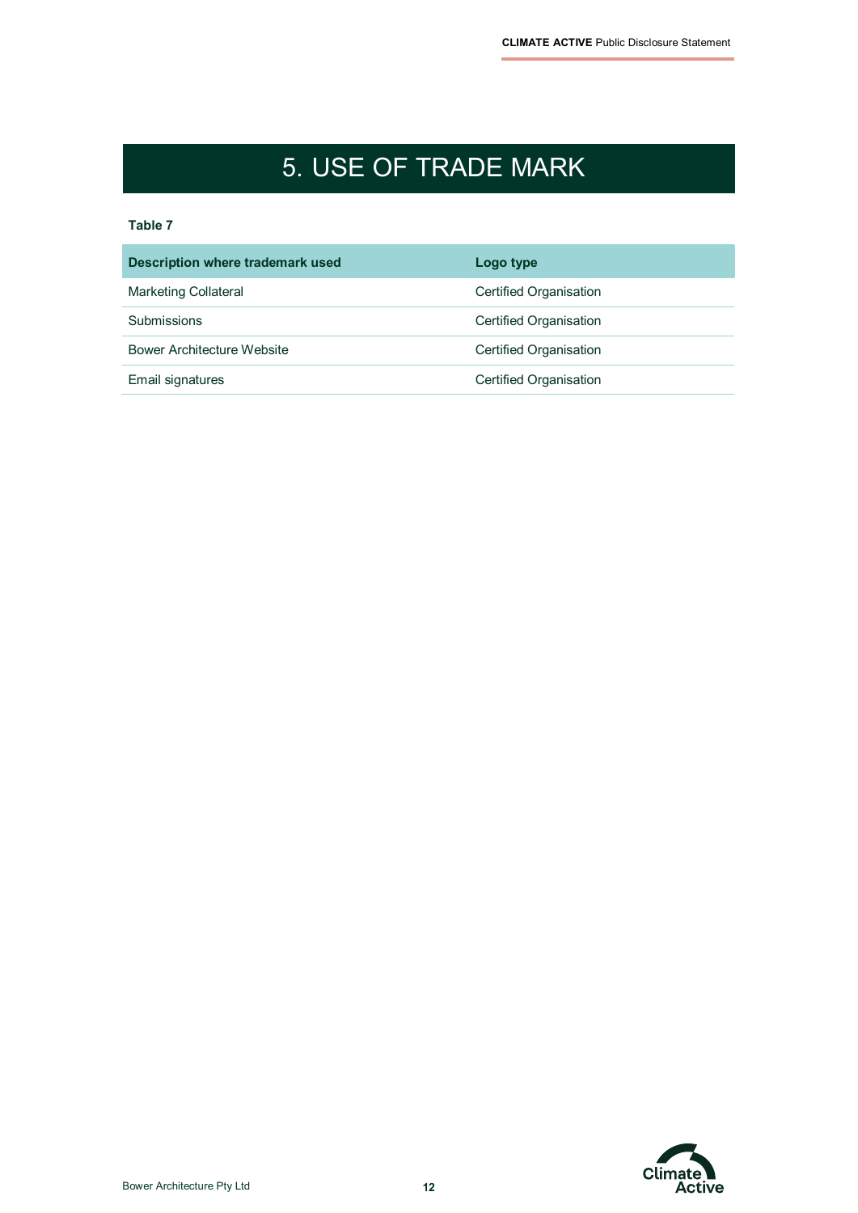# 5. USE OF TRADE MARK

**Table 7**

| Description where trademark used | Logo type |
| --- | --- |
| Marketing Collateral | Certified Organisation |
| Submissions | Certified Organisation |
| Bower Architecture Website | Certified Organisation |
| Email signatures | Certified Organisation |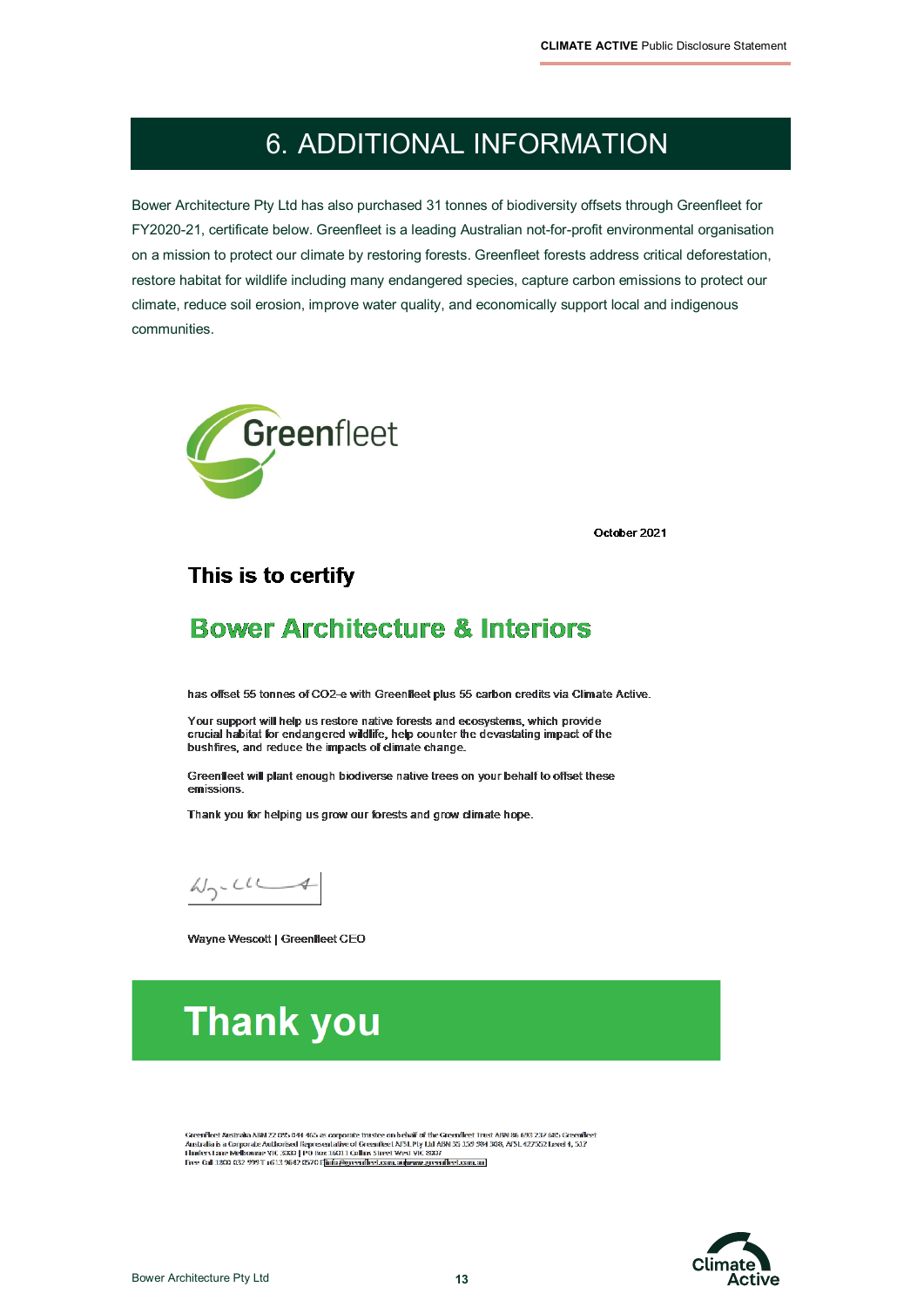# 6. ADDITIONAL INFORMATION

Bower Architecture Pty Ltd has also purchased 31 tonnes of biodiversity offsets through Greenfleet for FY2020-21, certificate below. Greenfleet is a leading Australian not-for-profit environmental organisation on a mission to protect our climate by restoring forests. Greenfleet forests address critical deforestation, restore habitat for wildlife including many endangered species, capture carbon emissions to protect our climate, reduce soil erosion, improve water quality, and economically support local and indigenous communities.

Greenfleet

October 2021

## This is to certify

## Bower Architecture & Interiors

has offset 55 tonnes of CO2-e with Greenfleet plus 55 carbon credits via Climate Active.

Your support will help us restore native forests and ecosystems, which provide crucial habitat for endangered wildlife, help counter the devastating impact of the bushfires, and reduce the impacts of climate change.

Greenfleet will plant enough biodiverse native trees on your behalf to offset these emissions.

Thank you for helping us grow our forests and grow climate hope.

Wayne Wescott | Greenfleet CEO

**Thank you**

Greenfleet Australia ABN 72 095 044 465 as corporate trustee on behalf of the Greenfleet Trust ABN 86 693 237 685. Greenfleet Australia is a Corporate Authorised Representative of Greenfleet AFSL Pty Ltd ABN 35 159 984 308, AFSL 427552 Level 4, 517 Flinders Lane Melbourne VIC 3000 | PO Box 16011 Collins Street West VIC 8007
Free Call 1800 032 999 T +61 3 9642 0570 | info@greenfleet.com.au | www.greenfleet.com.au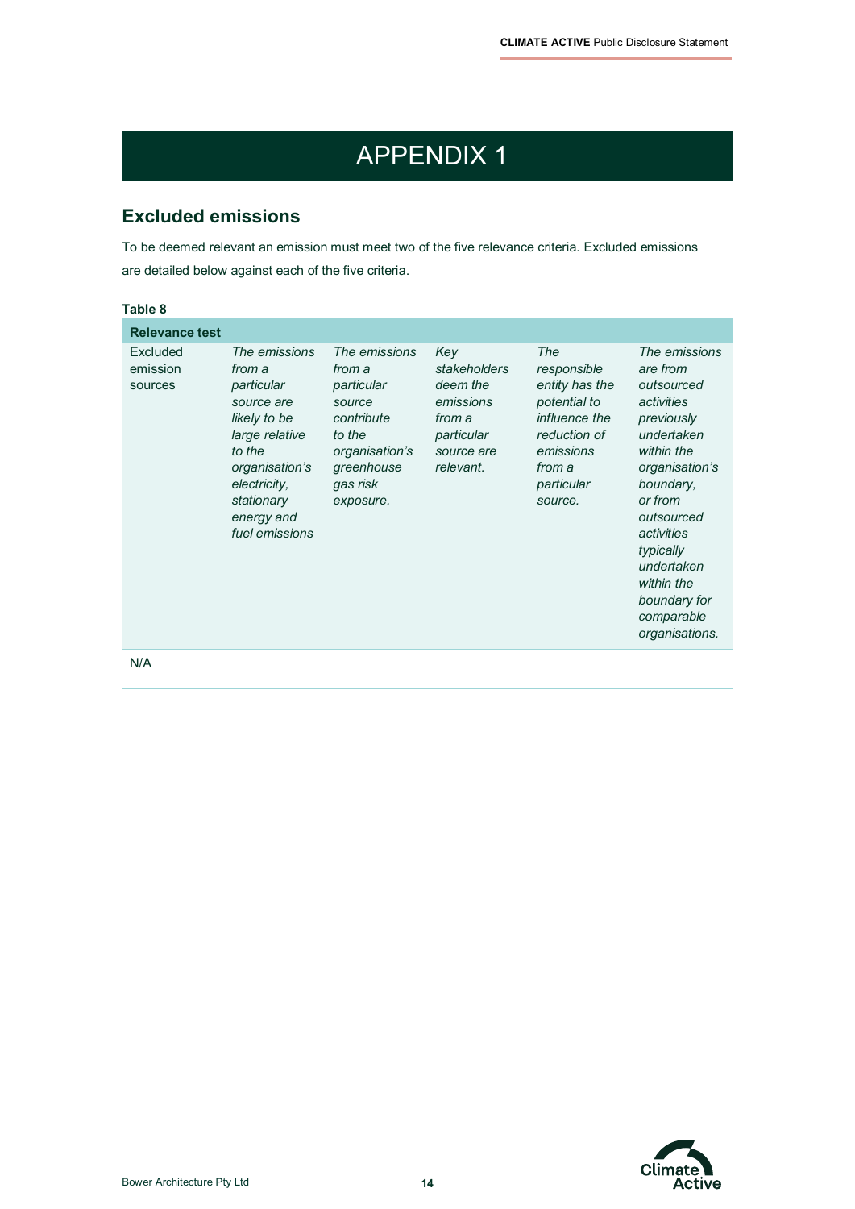# APPENDIX 1

## Excluded emissions

To be deemed relevant an emission must meet two of the five relevance criteria. Excluded emissions are detailed below against each of the five criteria.

**Table 8**

| **Relevance test** | | | | | |
|---|---|---|---|---|---|
| Excluded emission sources | *The emissions from a particular source are likely to be large relative to the organisation's electricity, stationary energy and fuel emissions* | *The emissions from a particular source contribute to the organisation's greenhouse gas risk exposure.* | *Key stakeholders deem the emissions from a particular source are relevant.* | *The responsible entity has the potential to influence the reduction of emissions from a particular source.* | *The emissions are from outsourced activities previously undertaken within the organisation's boundary, or from outsourced activities typically undertaken within the boundary for comparable organisations.* |
| N/A | | | | | |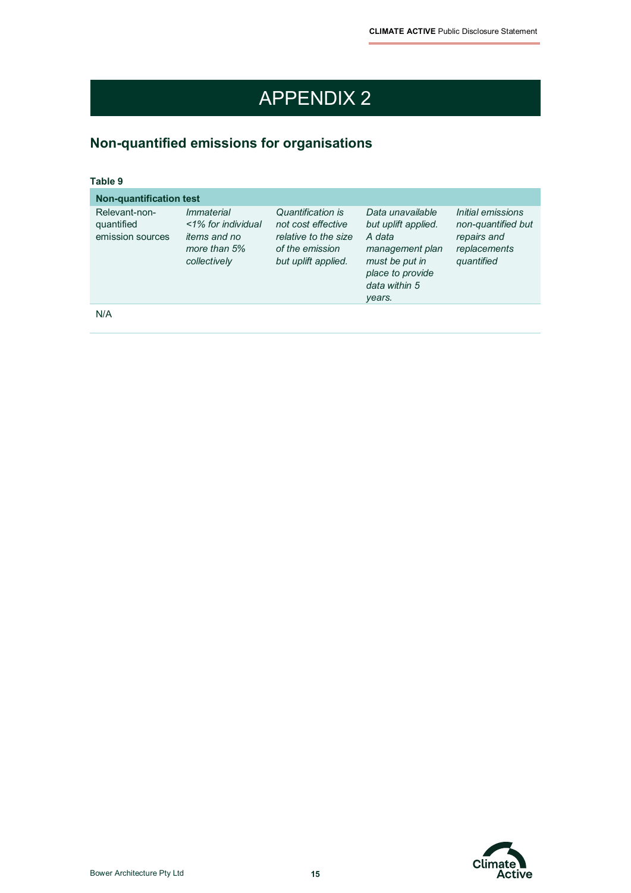# APPENDIX 2

## Non-quantified emissions for organisations

**Table 9**

| **Non-quantification test** | | | | |
|---|---|---|---|---|
| Relevant-non-quantified emission sources | *Immaterial <1% for individual items and no more than 5% collectively* | *Quantification is not cost effective relative to the size of the emission but uplift applied.* | *Data unavailable but uplift applied. A data management plan must be put in place to provide data within 5 years.* | *Initial emissions non-quantified but repairs and replacements quantified* |
| N/A | | | | |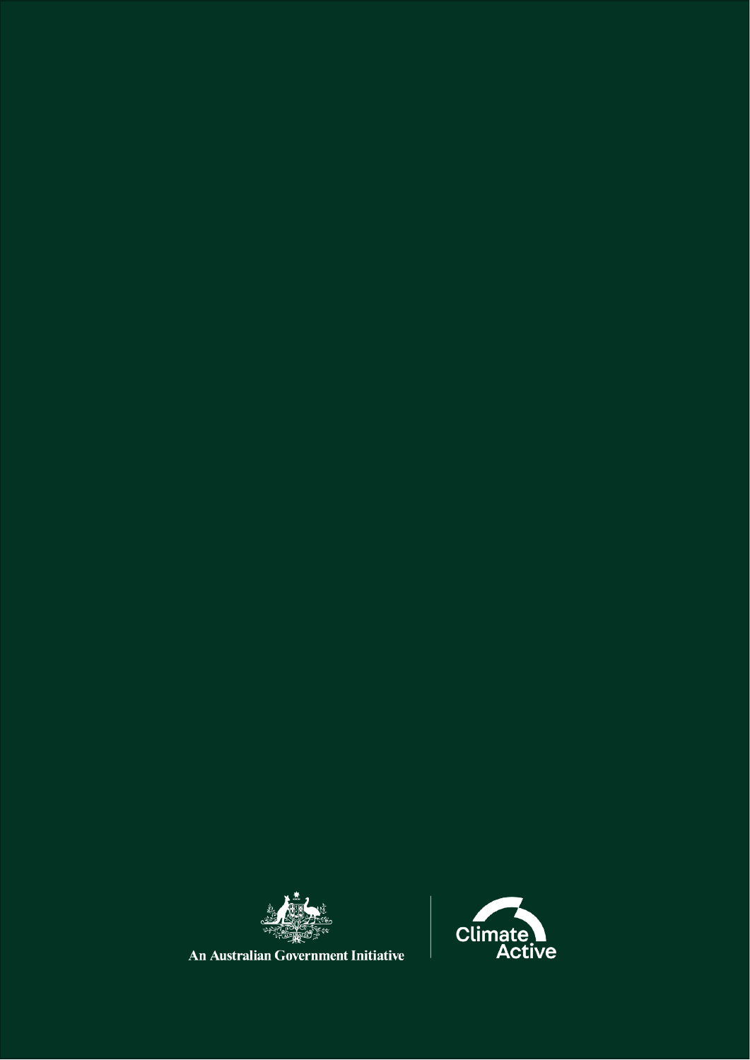An Australian Government Initiative

Climate Active